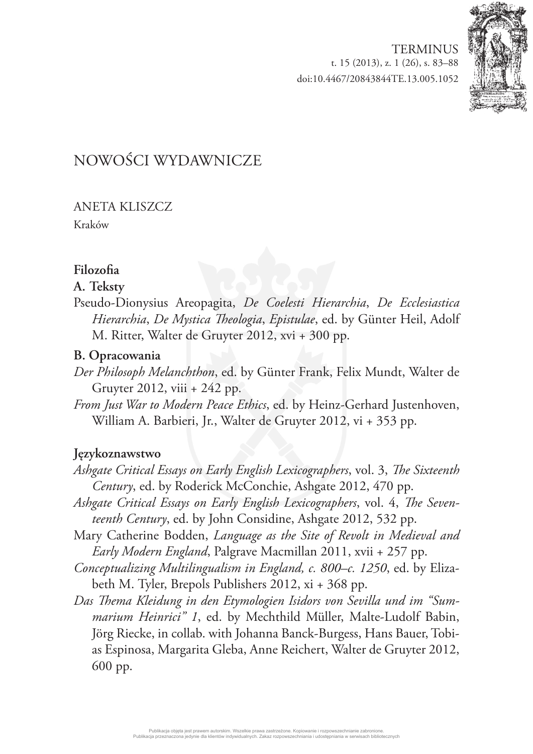# NOWOŚCI WYDAWNICZE

ANETA KLISZCZ

Kraków

## Filozofia

### A. Teksty

Pseudo-Dionysius Areopagita, *De Coelesti Hierarchia*, *De Ecclesiastica Hierarchia*, *De Mystica Theologia*, *Epistulae*, ed. by Günter Heil, Adolf M. Ritter, Walter de Gruyter 2012, xvi + 300 pp.

### B. Opracowania

*Der Philosoph Melanchthon*, ed. by Günter Frank, Felix Mundt, Walter de Gruyter 2012, viii + 242 pp.

*From Just War to Modern Peace Ethics*, ed. by Heinz-Gerhard Justenhoven, William A. Barbieri, Jr., Walter de Gruyter 2012, vi + 353 pp.

## Językoznawstwo

*Ashgate Critical Essays on Early English Lexicographers*, vol. 3, *The Sixteenth Century*, ed. by Roderick McConchie, Ashgate 2012, 470 pp.

*Ashgate Critical Essays on Early English Lexicographers*, vol. 4, *The Seventeenth Century*, ed. by John Considine, Ashgate 2012, 532 pp.

Mary Catherine Bodden, *Language as the Site of Revolt in Medieval and Early Modern England*, Palgrave Macmillan 2011, xvii + 257 pp.

*Conceptualizing Multilingualism in England, c. 800–c. 1250*, ed. by Elizabeth M. Tyler, Brepols Publishers 2012, xi + 368 pp.

*Das Thema Kleidung in den Etymologien Isidors von Sevilla und im "Summarium Heinrici" 1*, ed. by Mechthild Müller, Malte-Ludolf Babin, Jörg Riecke, in collab. with Johanna Banck-Burgess, Hans Bauer, Tobias Espinosa, Margarita Gleba, Anne Reichert, Walter de Gruyter 2012, 600 pp.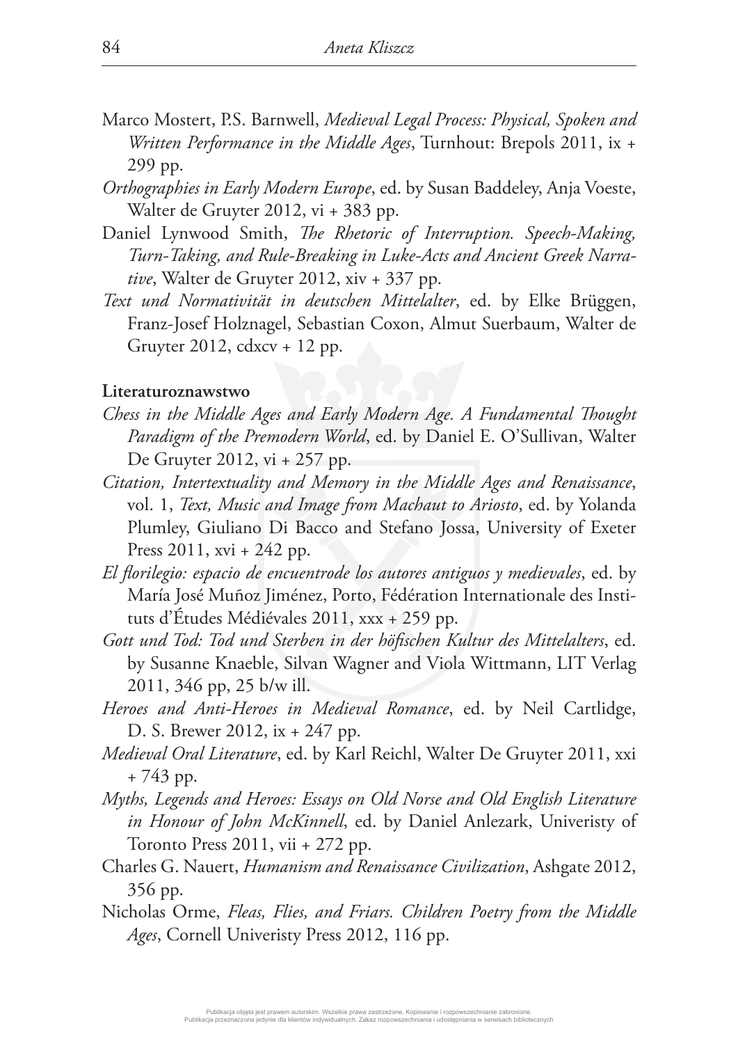Marco Mostert, P.S. Barnwell, *Medieval Legal Process: Physical, Spoken and Written Performance in the Middle Ages*, Turnhout: Brepols 2011, ix + 299 pp.

*Orthographies in Early Modern Europe*, ed. by Susan Baddeley, Anja Voeste, Walter de Gruyter 2012, vi + 383 pp.

Daniel Lynwood Smith, *The Rhetoric of Interruption. Speech-Making, Turn-Taking, and Rule-Breaking in Luke-Acts and Ancient Greek Narrative*, Walter de Gruyter 2012, xiv + 337 pp.

*Text und Normativität in deutschen Mittelalter*, ed. by Elke Brüggen, Franz-Josef Holznagel, Sebastian Coxon, Almut Suerbaum, Walter de Gruyter 2012, cdxcv + 12 pp.

**Literaturoznawstwo**

*Chess in the Middle Ages and Early Modern Age. A Fundamental Thought Paradigm of the Premodern World*, ed. by Daniel E. O'Sullivan, Walter De Gruyter 2012, vi + 257 pp.

*Citation, Intertextuality and Memory in the Middle Ages and Renaissance*, vol. 1, *Text, Music and Image from Machaut to Ariosto*, ed. by Yolanda Plumley, Giuliano Di Bacco and Stefano Jossa, University of Exeter Press 2011, xvi + 242 pp.

*El florilegio: espacio de encuentrode los autores antiguos y medievales*, ed. by María José Muñoz Jiménez, Porto, Fédération Internationale des Instituts d'Études Médiévales 2011, xxx + 259 pp.

*Gott und Tod: Tod und Sterben in der höfischen Kultur des Mittelalters*, ed. by Susanne Knaeble, Silvan Wagner and Viola Wittmann, LIT Verlag 2011, 346 pp, 25 b/w ill.

*Heroes and Anti-Heroes in Medieval Romance*, ed. by Neil Cartlidge, D. S. Brewer 2012, ix + 247 pp.

*Medieval Oral Literature*, ed. by Karl Reichl, Walter De Gruyter 2011, xxi + 743 pp.

*Myths, Legends and Heroes: Essays on Old Norse and Old English Literature in Honour of John McKinnell*, ed. by Daniel Anlezark, Univeristy of Toronto Press 2011, vii + 272 pp.

Charles G. Nauert, *Humanism and Renaissance Civilization*, Ashgate 2012, 356 pp.

Nicholas Orme, *Fleas, Flies, and Friars. Children Poetry from the Middle Ages*, Cornell Univeristy Press 2012, 116 pp.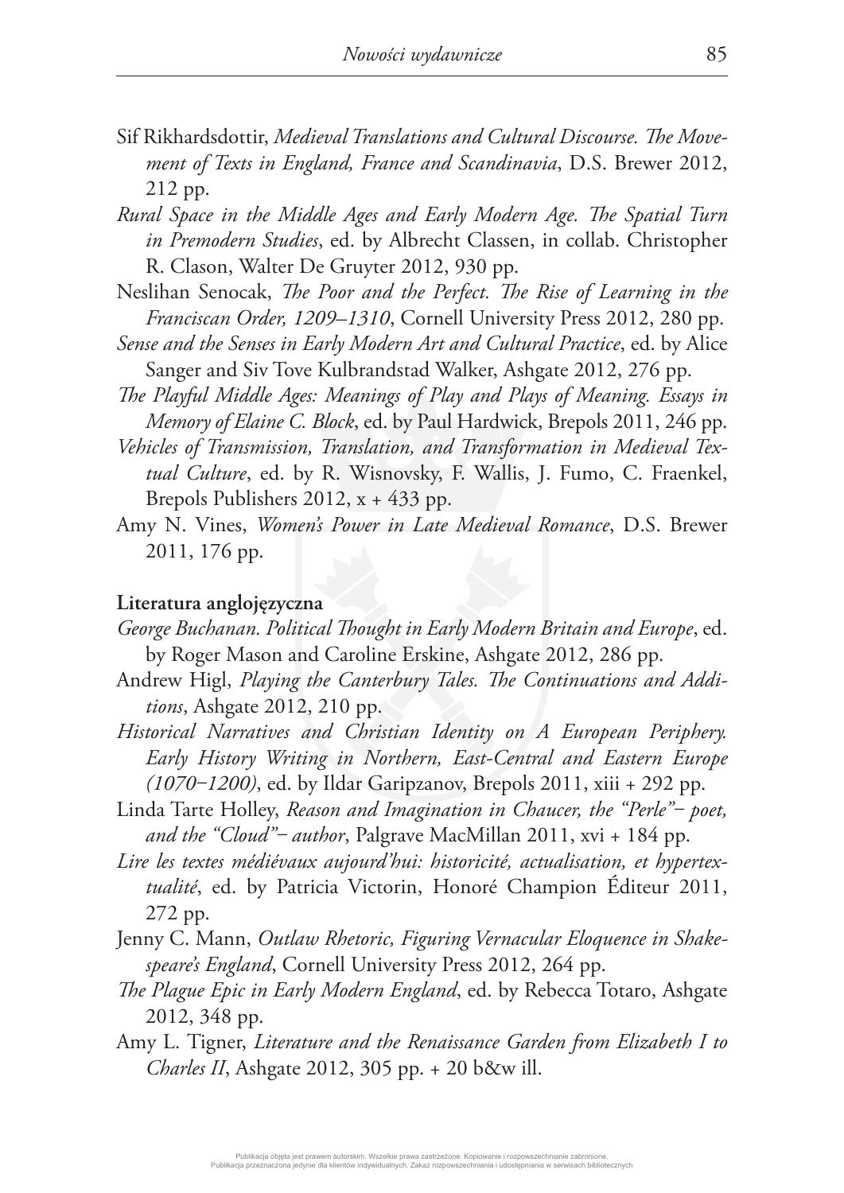Sif Rikhardsdottir, *Medieval Translations and Cultural Discourse. The Movement of Texts in England, France and Scandinavia*, D.S. Brewer 2012, 212 pp.

*Rural Space in the Middle Ages and Early Modern Age. The Spatial Turn in Premodern Studies*, ed. by Albrecht Classen, in collab. Christopher R. Clason, Walter De Gruyter 2012, 930 pp.

Neslihan Senocak, *The Poor and the Perfect. The Rise of Learning in the Franciscan Order, 1209–1310*, Cornell University Press 2012, 280 pp.

*Sense and the Senses in Early Modern Art and Cultural Practice*, ed. by Alice Sanger and Siv Tove Kulbrandstad Walker, Ashgate 2012, 276 pp.

*The Playful Middle Ages: Meanings of Play and Plays of Meaning. Essays in Memory of Elaine C. Block*, ed. by Paul Hardwick, Brepols 2011, 246 pp.

*Vehicles of Transmission, Translation, and Transformation in Medieval Textual Culture*, ed. by R. Wisnovsky, F. Wallis, J. Fumo, C. Fraenkel, Brepols Publishers 2012, x + 433 pp.

Amy N. Vines, *Women's Power in Late Medieval Romance*, D.S. Brewer 2011, 176 pp.

**Literatura anglojęzyczna**

*George Buchanan. Political Thought in Early Modern Britain and Europe*, ed. by Roger Mason and Caroline Erskine, Ashgate 2012, 286 pp.

Andrew Higl, *Playing the Canterbury Tales. The Continuations and Additions*, Ashgate 2012, 210 pp.

*Historical Narratives and Christian Identity on A European Periphery. Early History Writing in Northern, East-Central and Eastern Europe (1070−1200)*, ed. by Ildar Garipzanov, Brepols 2011, xiii + 292 pp.

Linda Tarte Holley, *Reason and Imagination in Chaucer, the "Perle"− poet, and the "Cloud"− author*, Palgrave MacMillan 2011, xvi + 184 pp.

*Lire les textes médiévaux aujourd'hui: historicité, actualisation, et hypertextualité*, ed. by Patricia Victorin, Honoré Champion Éditeur 2011, 272 pp.

Jenny C. Mann, *Outlaw Rhetoric, Figuring Vernacular Eloquence in Shakespeare's England*, Cornell University Press 2012, 264 pp.

*The Plague Epic in Early Modern England*, ed. by Rebecca Totaro, Ashgate 2012, 348 pp.

Amy L. Tigner, *Literature and the Renaissance Garden from Elizabeth I to Charles II*, Ashgate 2012, 305 pp. + 20 b&w ill.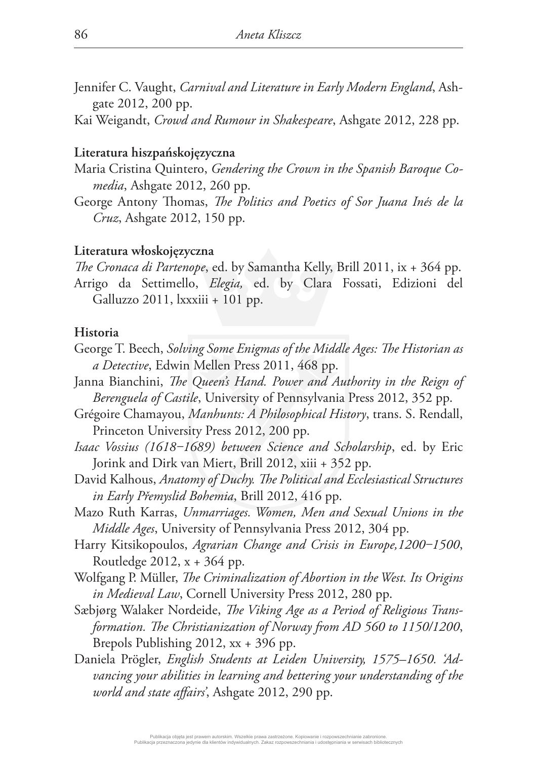Jennifer C. Vaught, *Carnival and Literature in Early Modern England*, Ashgate 2012, 200 pp.

Kai Weigandt, *Crowd and Rumour in Shakespeare*, Ashgate 2012, 228 pp.

**Literatura hiszpańskojęzyczna**

Maria Cristina Quintero, *Gendering the Crown in the Spanish Baroque Comedia*, Ashgate 2012, 260 pp.

George Antony Thomas, *The Politics and Poetics of Sor Juana Inés de la Cruz*, Ashgate 2012, 150 pp.

**Literatura włoskojęzyczna**

*The Cronaca di Partenope*, ed. by Samantha Kelly, Brill 2011, ix + 364 pp.

Arrigo da Settimello, *Elegia,* ed. by Clara Fossati, Edizioni del Galluzzo 2011, lxxxiii + 101 pp.

**Historia**

George T. Beech, *Solving Some Enigmas of the Middle Ages: The Historian as a Detective*, Edwin Mellen Press 2011, 468 pp.

Janna Bianchini, *The Queen's Hand. Power and Authority in the Reign of Berenguela of Castile*, University of Pennsylvania Press 2012, 352 pp.

Grégoire Chamayou, *Manhunts: A Philosophical History*, trans. S. Rendall, Princeton University Press 2012, 200 pp.

*Isaac Vossius (1618−1689) between Science and Scholarship*, ed. by Eric Jorink and Dirk van Miert, Brill 2012, xiii + 352 pp.

David Kalhous, *Anatomy of Duchy. The Political and Ecclesiastical Structures in Early Přemyslid Bohemia*, Brill 2012, 416 pp.

Mazo Ruth Karras, *Unmarriages. Women, Men and Sexual Unions in the Middle Ages*, University of Pennsylvania Press 2012, 304 pp.

Harry Kitsikopoulos, *Agrarian Change and Crisis in Europe,1200−1500*, Routledge 2012, x + 364 pp.

Wolfgang P. Müller, *The Criminalization of Abortion in the West. Its Origins in Medieval Law*, Cornell University Press 2012, 280 pp.

Sæbjørg Walaker Nordeide, *The Viking Age as a Period of Religious Transformation. The Christianization of Norway from AD 560 to 1150/1200*, Brepols Publishing 2012, xx + 396 pp.

Daniela Prögler, *English Students at Leiden University, 1575–1650. 'Advancing your abilities in learning and bettering your understanding of the world and state affairs'*, Ashgate 2012, 290 pp.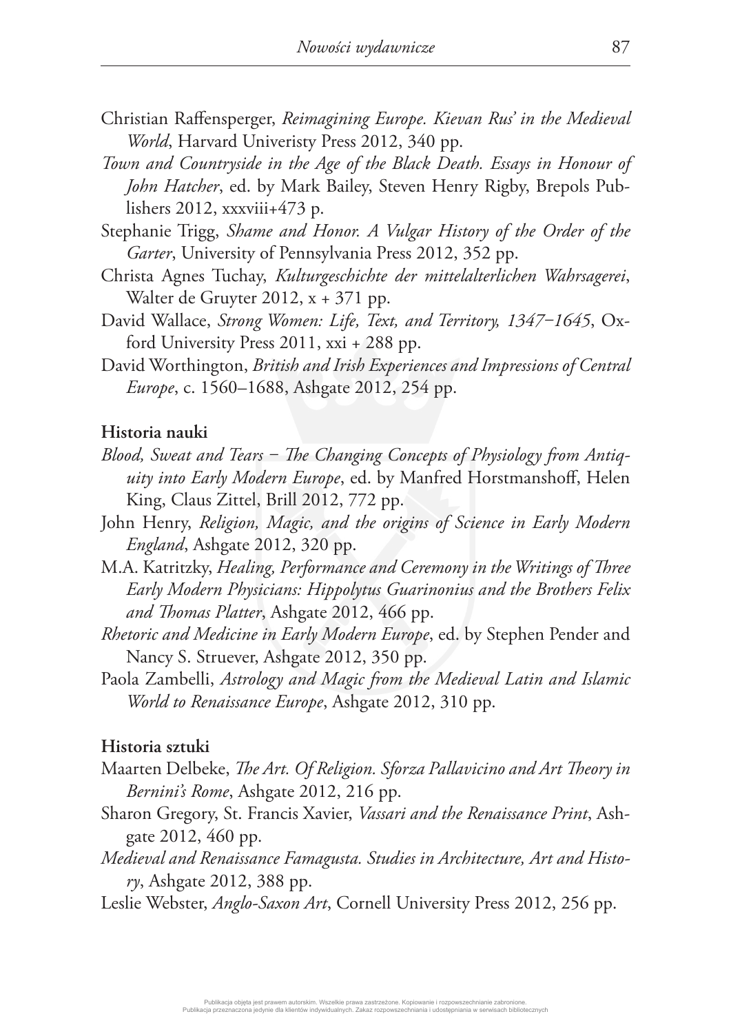Christian Raffensperger, *Reimagining Europe. Kievan Rus' in the Medieval World*, Harvard Univeristy Press 2012, 340 pp.

*Town and Countryside in the Age of the Black Death. Essays in Honour of John Hatcher*, ed. by Mark Bailey, Steven Henry Rigby, Brepols Publishers 2012, xxxviii+473 p.

Stephanie Trigg, *Shame and Honor. A Vulgar History of the Order of the Garter*, University of Pennsylvania Press 2012, 352 pp.

Christa Agnes Tuchay, *Kulturgeschichte der mittelalterlichen Wahrsagerei*, Walter de Gruyter 2012, x + 371 pp.

David Wallace, *Strong Women: Life, Text, and Territory, 1347–1645*, Oxford University Press 2011, xxi + 288 pp.

David Worthington, *British and Irish Experiences and Impressions of Central Europe*, c. 1560–1688, Ashgate 2012, 254 pp.

**Historia nauki**

*Blood, Sweat and Tears – The Changing Concepts of Physiology from Antiquity into Early Modern Europe*, ed. by Manfred Horstmanshoff, Helen King, Claus Zittel, Brill 2012, 772 pp.

John Henry, *Religion, Magic, and the origins of Science in Early Modern England*, Ashgate 2012, 320 pp.

M.A. Katritzky, *Healing, Performance and Ceremony in the Writings of Three Early Modern Physicians: Hippolytus Guarinonius and the Brothers Felix and Thomas Platter*, Ashgate 2012, 466 pp.

*Rhetoric and Medicine in Early Modern Europe*, ed. by Stephen Pender and Nancy S. Struever, Ashgate 2012, 350 pp.

Paola Zambelli, *Astrology and Magic from the Medieval Latin and Islamic World to Renaissance Europe*, Ashgate 2012, 310 pp.

**Historia sztuki**

Maarten Delbeke, *The Art. Of Religion. Sforza Pallavicino and Art Theory in Bernini's Rome*, Ashgate 2012, 216 pp.

Sharon Gregory, St. Francis Xavier, *Vassari and the Renaissance Print*, Ashgate 2012, 460 pp.

*Medieval and Renaissance Famagusta. Studies in Architecture, Art and History*, Ashgate 2012, 388 pp.

Leslie Webster, *Anglo-Saxon Art*, Cornell University Press 2012, 256 pp.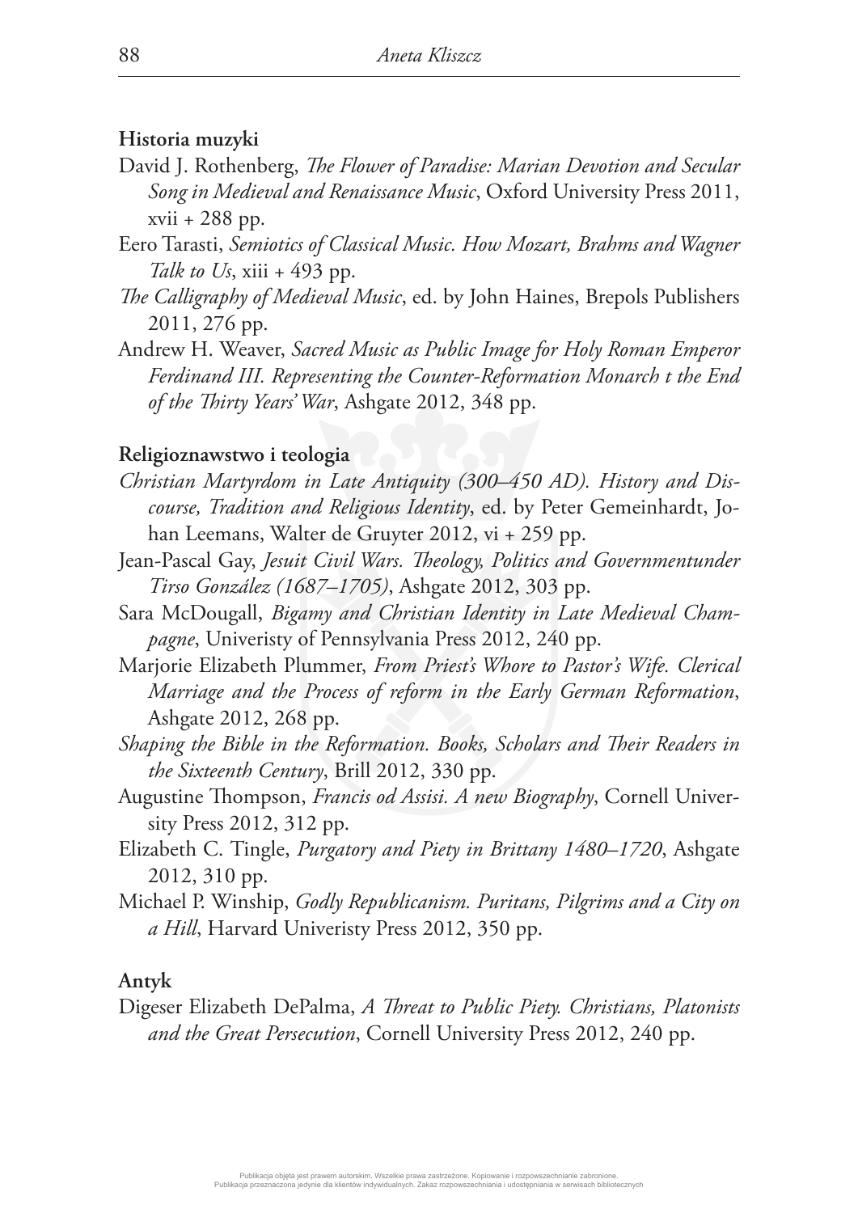**Historia muzyki**

David J. Rothenberg, *The Flower of Paradise: Marian Devotion and Secular Song in Medieval and Renaissance Music*, Oxford University Press 2011, xvii + 288 pp.

Eero Tarasti, *Semiotics of Classical Music. How Mozart, Brahms and Wagner Talk to Us*, xiii + 493 pp.

*The Calligraphy of Medieval Music*, ed. by John Haines, Brepols Publishers 2011, 276 pp.

Andrew H. Weaver, *Sacred Music as Public Image for Holy Roman Emperor Ferdinand III. Representing the Counter-Reformation Monarch t the End of the Thirty Years' War*, Ashgate 2012, 348 pp.

**Religioznawstwo i teologia**

*Christian Martyrdom in Late Antiquity (300–450 AD). History and Discourse, Tradition and Religious Identity*, ed. by Peter Gemeinhardt, Johan Leemans, Walter de Gruyter 2012, vi + 259 pp.

Jean-Pascal Gay, *Jesuit Civil Wars. Theology, Politics and Governmentunder Tirso González (1687–1705)*, Ashgate 2012, 303 pp.

Sara McDougall, *Bigamy and Christian Identity in Late Medieval Champagne*, Univeristy of Pennsylvania Press 2012, 240 pp.

Marjorie Elizabeth Plummer, *From Priest's Whore to Pastor's Wife. Clerical Marriage and the Process of reform in the Early German Reformation*, Ashgate 2012, 268 pp.

*Shaping the Bible in the Reformation. Books, Scholars and Their Readers in the Sixteenth Century*, Brill 2012, 330 pp.

Augustine Thompson, *Francis od Assisi. A new Biography*, Cornell University Press 2012, 312 pp.

Elizabeth C. Tingle, *Purgatory and Piety in Brittany 1480–1720*, Ashgate 2012, 310 pp.

Michael P. Winship, *Godly Republicanism. Puritans, Pilgrims and a City on a Hill*, Harvard Univeristy Press 2012, 350 pp.

**Antyk**

Digeser Elizabeth DePalma, *A Threat to Public Piety. Christians, Platonists and the Great Persecution*, Cornell University Press 2012, 240 pp.